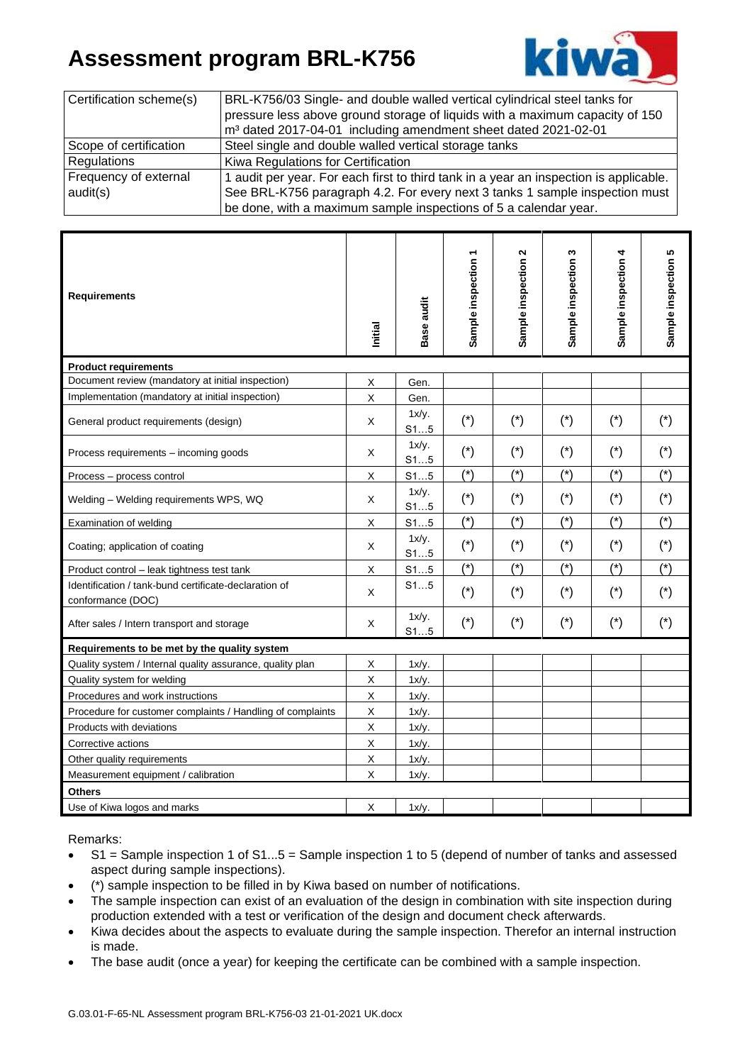# Assessment program BRL-K756

| | |
|---|---|
| Certification scheme(s) | BRL-K756/03 Single- and double walled vertical cylindrical steel tanks for pressure less above ground storage of liquids with a maximum capacity of 150 m³ dated 2017-04-01 including amendment sheet dated 2021-02-01 |
| Scope of certification | Steel single and double walled vertical storage tanks |
| Regulations | Kiwa Regulations for Certification |
| Frequency of external audit(s) | 1 audit per year. For each first to third tank in a year an inspection is applicable. See BRL-K756 paragraph 4.2. For every next 3 tanks 1 sample inspection must be done, with a maximum sample inspections of 5 a calendar year. |

| Requirements | Initial | Base audit | Sample inspection 1 | Sample inspection 2 | Sample inspection 3 | Sample inspection 4 | Sample inspection 5 |
|---|---|---|---|---|---|---|---|
| **Product requirements** | | | | | | | |
| Document review (mandatory at initial inspection) | X | Gen. | | | | | |
| Implementation (mandatory at initial inspection) | X | Gen. | | | | | |
| General product requirements (design) | X | 1x/y. S1…5 | (*) | (*) | (*) | (*) | (*) |
| Process requirements – incoming goods | X | 1x/y. S1…5 | (*) | (*) | (*) | (*) | (*) |
| Process – process control | X | S1…5 | (*) | (*) | (*) | (*) | (*) |
| Welding – Welding requirements WPS, WQ | X | 1x/y. S1…5 | (*) | (*) | (*) | (*) | (*) |
| Examination of welding | X | S1…5 | (*) | (*) | (*) | (*) | (*) |
| Coating; application of coating | X | 1x/y. S1…5 | (*) | (*) | (*) | (*) | (*) |
| Product control – leak tightness test tank | X | S1…5 | (*) | (*) | (*) | (*) | (*) |
| Identification / tank-bund certificate-declaration of conformance (DOC) | X | S1…5 | (*) | (*) | (*) | (*) | (*) |
| After sales / Intern transport and storage | X | 1x/y. S1…5 | (*) | (*) | (*) | (*) | (*) |
| **Requirements to be met by the quality system** | | | | | | | |
| Quality system / Internal quality assurance, quality plan | X | 1x/y. | | | | | |
| Quality system for welding | X | 1x/y. | | | | | |
| Procedures and work instructions | X | 1x/y. | | | | | |
| Procedure for customer complaints / Handling of complaints | X | 1x/y. | | | | | |
| Products with deviations | X | 1x/y. | | | | | |
| Corrective actions | X | 1x/y. | | | | | |
| Other quality requirements | X | 1x/y. | | | | | |
| Measurement equipment / calibration | X | 1x/y. | | | | | |
| **Others** | | | | | | | |
| Use of Kiwa logos and marks | X | 1x/y. | | | | | |

Remarks:

- S1 = Sample inspection 1 of S1...5 = Sample inspection 1 to 5 (depend of number of tanks and assessed aspect during sample inspections).
- (*) sample inspection to be filled in by Kiwa based on number of notifications.
- The sample inspection can exist of an evaluation of the design in combination with site inspection during production extended with a test or verification of the design and document check afterwards.
- Kiwa decides about the aspects to evaluate during the sample inspection. Therefor an internal instruction is made.
- The base audit (once a year) for keeping the certificate can be combined with a sample inspection.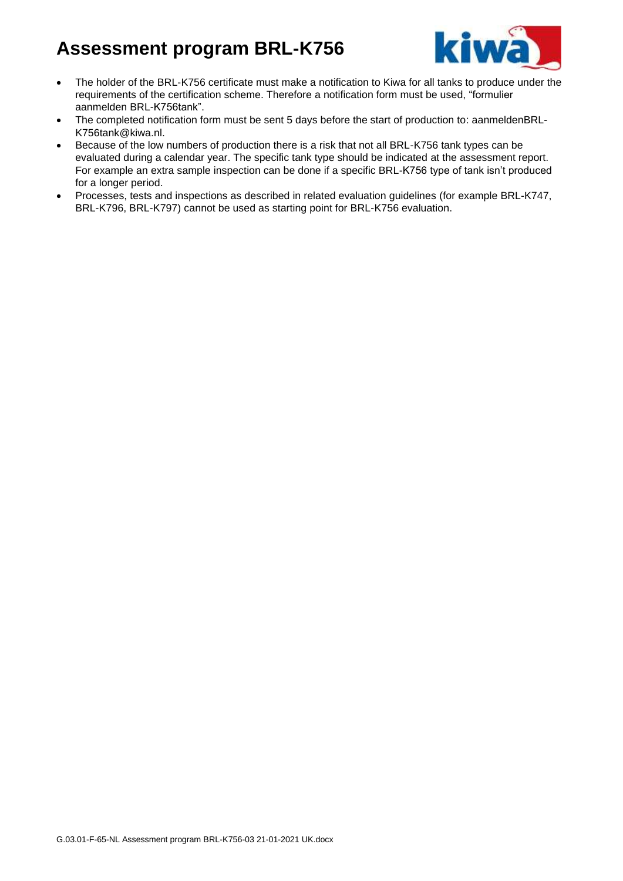# Assessment program BRL-K756

- The holder of the BRL-K756 certificate must make a notification to Kiwa for all tanks to produce under the requirements of the certification scheme. Therefore a notification form must be used, "formulier aanmelden BRL-K756tank".
- The completed notification form must be sent 5 days before the start of production to: aanmeldenBRL-K756tank@kiwa.nl.
- Because of the low numbers of production there is a risk that not all BRL-K756 tank types can be evaluated during a calendar year. The specific tank type should be indicated at the assessment report. For example an extra sample inspection can be done if a specific BRL-K756 type of tank isn't produced for a longer period.
- Processes, tests and inspections as described in related evaluation guidelines (for example BRL-K747, BRL-K796, BRL-K797) cannot be used as starting point for BRL-K756 evaluation.